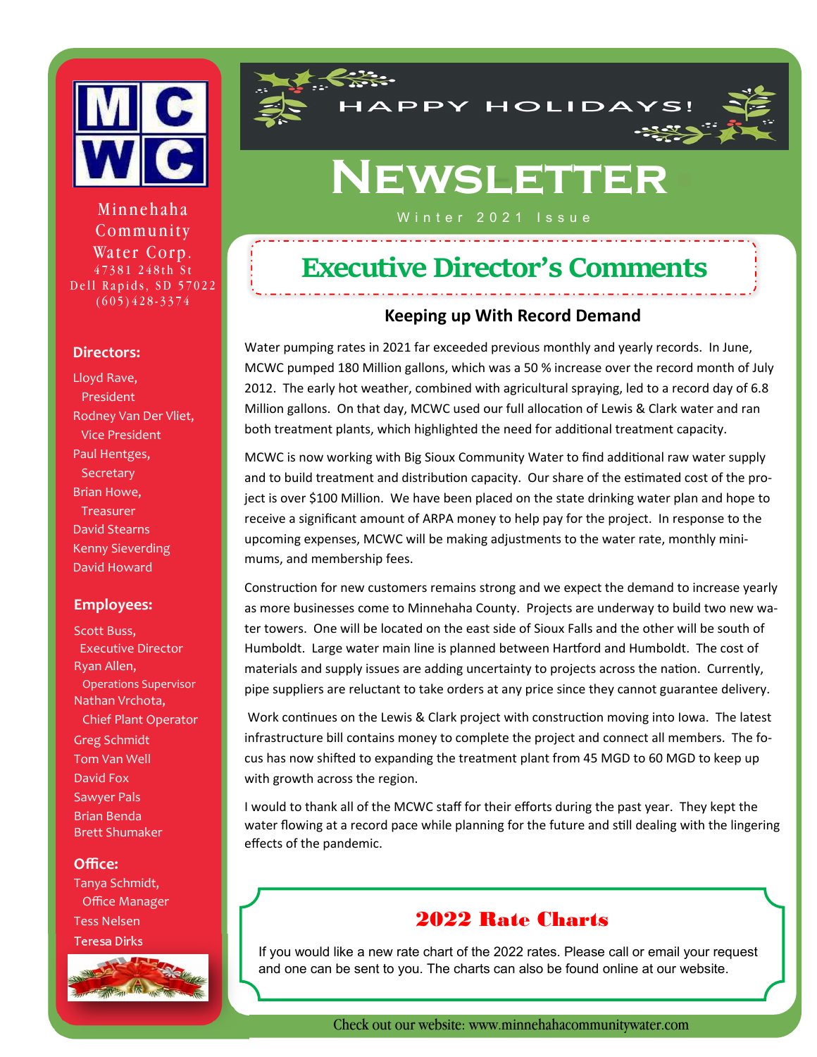MCWC

Minnehaha Community Water Corp.
47381 248th St
Dell Rapids, SD 57022
(605)428-3374

**Directors:**

Lloyd Rave, President
Rodney Van Der Vliet, Vice President
Paul Hentges, Secretary
Brian Howe, Treasurer
David Stearns
Kenny Sieverding
David Howard

**Employees:**

Scott Buss, Executive Director
Ryan Allen, Operations Supervisor
Nathan Vrchota, Chief Plant Operator
Greg Schmidt
Tom Van Well
David Fox
Sawyer Pals
Brian Benda
Brett Shumaker

**Office:**

Tanya Schmidt, Office Manager
Tess Nelsen
Teresa Dirks

HAPPY HOLIDAYS!

# Newsletter

Winter 2021 Issue

## Executive Director's Comments

### Keeping up With Record Demand

Water pumping rates in 2021 far exceeded previous monthly and yearly records. In June, MCWC pumped 180 Million gallons, which was a 50 % increase over the record month of July 2012. The early hot weather, combined with agricultural spraying, led to a record day of 6.8 Million gallons. On that day, MCWC used our full allocation of Lewis & Clark water and ran both treatment plants, which highlighted the need for additional treatment capacity.

MCWC is now working with Big Sioux Community Water to find additional raw water supply and to build treatment and distribution capacity. Our share of the estimated cost of the project is over $100 Million. We have been placed on the state drinking water plan and hope to receive a significant amount of ARPA money to help pay for the project. In response to the upcoming expenses, MCWC will be making adjustments to the water rate, monthly minimums, and membership fees.

Construction for new customers remains strong and we expect the demand to increase yearly as more businesses come to Minnehaha County. Projects are underway to build two new water towers. One will be located on the east side of Sioux Falls and the other will be south of Humboldt. Large water main line is planned between Hartford and Humboldt. The cost of materials and supply issues are adding uncertainty to projects across the nation. Currently, pipe suppliers are reluctant to take orders at any price since they cannot guarantee delivery.

Work continues on the Lewis & Clark project with construction moving into Iowa. The latest infrastructure bill contains money to complete the project and connect all members. The focus has now shifted to expanding the treatment plant from 45 MGD to 60 MGD to keep up with growth across the region.

I would to thank all of the MCWC staff for their efforts during the past year. They kept the water flowing at a record pace while planning for the future and still dealing with the lingering effects of the pandemic.

## 2022 Rate Charts

If you would like a new rate chart of the 2022 rates. Please call or email your request and one can be sent to you. The charts can also be found online at our website.

Check out our website: www.minnehahacommunitywater.com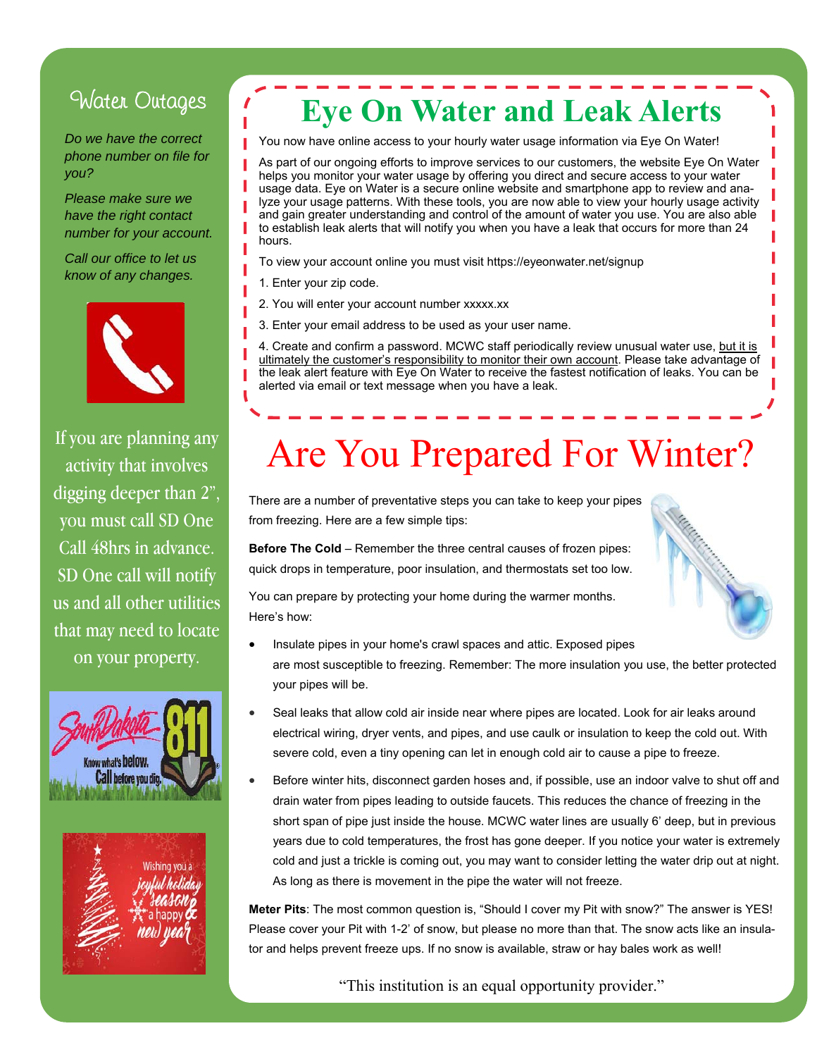## Water Outages

*Do we have the correct phone number on file for you?*

*Please make sure we have the right contact number for your account.*

*Call our office to let us know of any changes.*

If you are planning any activity that involves digging deeper than 2", you must call SD One Call 48hrs in advance. SD One call will notify us and all other utilities that may need to locate on your property.

# Eye On Water and Leak Alerts

You now have online access to your hourly water usage information via Eye On Water!

As part of our ongoing efforts to improve services to our customers, the website Eye On Water helps you monitor your water usage by offering you direct and secure access to your water usage data. Eye on Water is a secure online website and smartphone app to review and analyze your usage patterns. With these tools, you are now able to view your hourly usage activity and gain greater understanding and control of the amount of water you use. You are also able to establish leak alerts that will notify you when you have a leak that occurs for more than 24 hours.

To view your account online you must visit https://eyeonwater.net/signup

1. Enter your zip code.
2. You will enter your account number xxxxx.xx
3. Enter your email address to be used as your user name.
4. Create and confirm a password. MCWC staff periodically review unusual water use, but it is ultimately the customer's responsibility to monitor their own account. Please take advantage of the leak alert feature with Eye On Water to receive the fastest notification of leaks. You can be alerted via email or text message when you have a leak.

# Are You Prepared For Winter?

There are a number of preventative steps you can take to keep your pipes from freezing. Here are a few simple tips:

**Before The Cold** – Remember the three central causes of frozen pipes: quick drops in temperature, poor insulation, and thermostats set too low.

You can prepare by protecting your home during the warmer months. Here's how:

- Insulate pipes in your home's crawl spaces and attic. Exposed pipes are most susceptible to freezing. Remember: The more insulation you use, the better protected your pipes will be.
- Seal leaks that allow cold air inside near where pipes are located. Look for air leaks around electrical wiring, dryer vents, and pipes, and use caulk or insulation to keep the cold out. With severe cold, even a tiny opening can let in enough cold air to cause a pipe to freeze.
- Before winter hits, disconnect garden hoses and, if possible, use an indoor valve to shut off and drain water from pipes leading to outside faucets. This reduces the chance of freezing in the short span of pipe just inside the house. MCWC water lines are usually 6' deep, but in previous years due to cold temperatures, the frost has gone deeper. If you notice your water is extremely cold and just a trickle is coming out, you may want to consider letting the water drip out at night. As long as there is movement in the pipe the water will not freeze.

**Meter Pits**: The most common question is, "Should I cover my Pit with snow?" The answer is YES! Please cover your Pit with 1-2' of snow, but please no more than that. The snow acts like an insulator and helps prevent freeze ups. If no snow is available, straw or hay bales work as well!

"This institution is an equal opportunity provider."